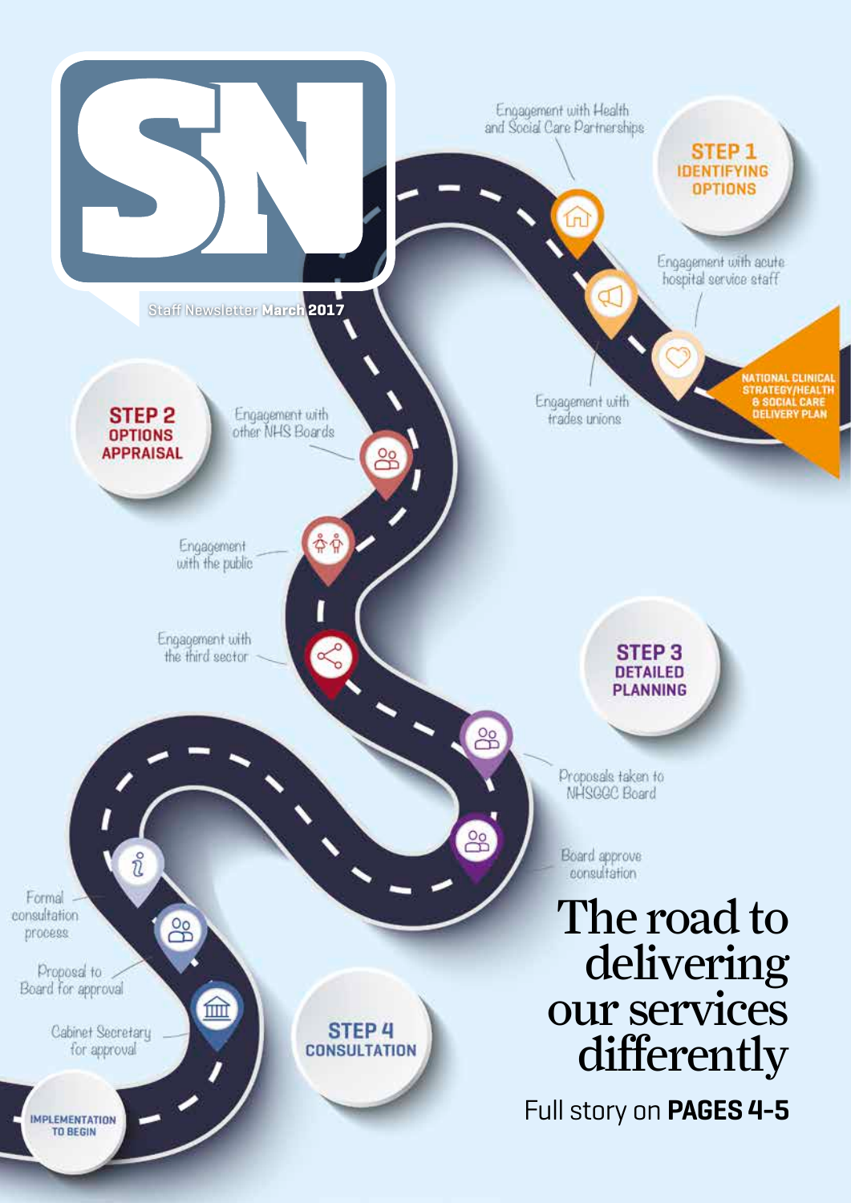# SN

Staff Newsletter **March 2017**

**NATIONAL CLINICAL STRATEGY/HEALTH & SOCIAL CARE DELIVERY PLAN**

**STEP 1**
**IDENTIFYING OPTIONS**

- Engagement with Health and Social Care Partnerships
- Engagement with acute hospital service staff
- Engagement with trades unions

**STEP 2**
**OPTIONS APPRAISAL**

- Engagement with other NHS Boards
- Engagement with the public
- Engagement with the third sector

**STEP 3**
**DETAILED PLANNING**

- Proposals taken to NHSGGC Board
- Board approve consultation

**STEP 4**
**CONSULTATION**

- Formal consultation process
- Proposal to Board for approval
- Cabinet Secretary for approval

**IMPLEMENTATION TO BEGIN**

# The road to delivering our services differently

Full story on **PAGES 4-5**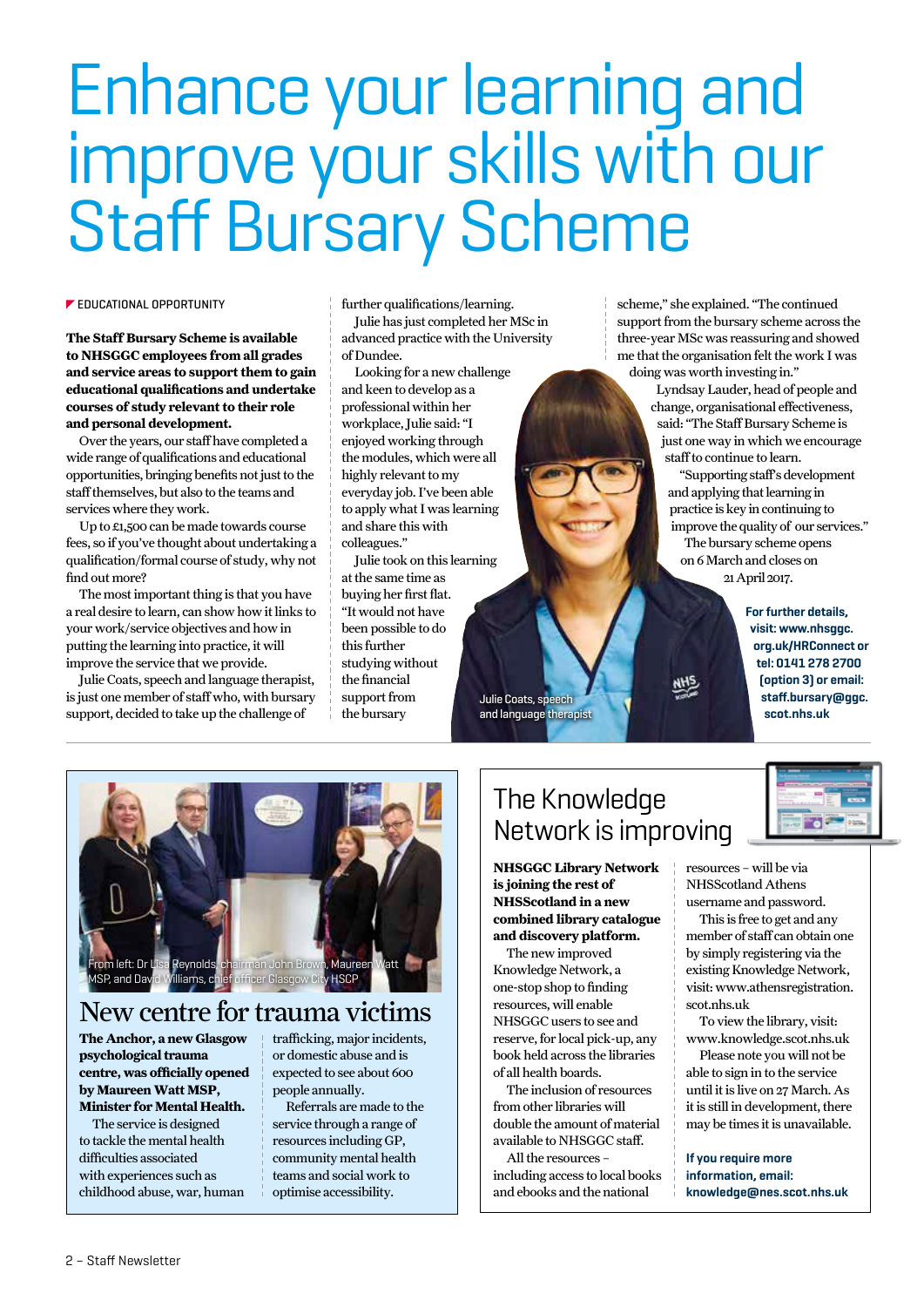# Enhance your learning and improve your skills with our Staff Bursary Scheme

EDUCATIONAL OPPORTUNITY

**The Staff Bursary Scheme is available to NHSGGC employees from all grades and service areas to support them to gain educational qualifications and undertake courses of study relevant to their role and personal development.**

Over the years, our staff have completed a wide range of qualifications and educational opportunities, bringing benefits not just to the staff themselves, but also to the teams and services where they work.

Up to £1,500 can be made towards course fees, so if you've thought about undertaking a qualification/formal course of study, why not find out more?

The most important thing is that you have a real desire to learn, can show how it links to your work/service objectives and how in putting the learning into practice, it will improve the service that we provide.

Julie Coats, speech and language therapist, is just one member of staff who, with bursary support, decided to take up the challenge of further qualifications/learning.

Julie has just completed her MSc in advanced practice with the University of Dundee.

Looking for a new challenge and keen to develop as a professional within her workplace, Julie said: "I enjoyed working through the modules, which were all highly relevant to my everyday job. I've been able to apply what I was learning and share this with colleagues."

Julie took on this learning at the same time as buying her first flat. "It would not have been possible to do this further studying without the financial support from the bursary scheme," she explained. "The continued support from the bursary scheme across the three-year MSc was reassuring and showed me that the organisation felt the work I was doing was worth investing in."

Julie Coats, speech and language therapist

Lyndsay Lauder, head of people and change, organisational effectiveness, said: "The Staff Bursary Scheme is just one way in which we encourage staff to continue to learn.

"Supporting staff's development and applying that learning in practice is key in continuing to improve the quality of our services."

The bursary scheme opens on 6 March and closes on 21 April 2017.

**For further details, visit: www.nhsggc.org.uk/HRConnect or tel: 0141 278 2700 (option 3) or email: staff.bursary@ggc.scot.nhs.uk**

From left: Dr Lisa Reynolds, chairman John Brown, Maureen Watt MSP, and David Williams, chief officer Glasgow City HSCP

## New centre for trauma victims

**The Anchor, a new Glasgow psychological trauma centre, was officially opened by Maureen Watt MSP, Minister for Mental Health.**

The service is designed to tackle the mental health difficulties associated with experiences such as childhood abuse, war, human trafficking, major incidents, or domestic abuse and is expected to see about 600 people annually.

Referrals are made to the service through a range of resources including GP, community mental health teams and social work to optimise accessibility.

## The Knowledge Network is improving

**NHSGGC Library Network is joining the rest of NHSScotland in a new combined library catalogue and discovery platform.**

The new improved Knowledge Network, a one-stop shop to finding resources, will enable NHSGGC users to see and reserve, for local pick-up, any book held across the libraries of all health boards.

The inclusion of resources from other libraries will double the amount of material available to NHSGGC staff.

All the resources – including access to local books and ebooks and the national resources – will be via NHSScotland Athens username and password.

This is free to get and any member of staff can obtain one by simply registering via the existing Knowledge Network, visit: www.athensregistration.scot.nhs.uk

To view the library, visit: www.knowledge.scot.nhs.uk

Please note you will not be able to sign in to the service until it is live on 27 March. As it is still in development, there may be times it is unavailable.

**If you require more information, email: knowledge@nes.scot.nhs.uk**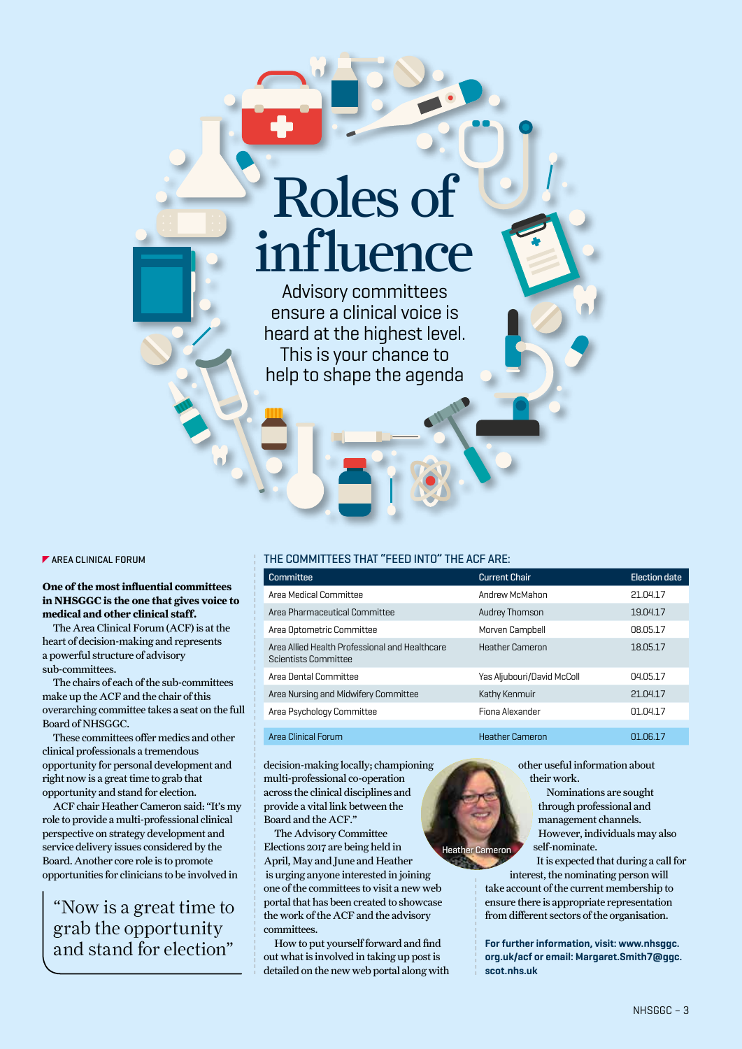# Roles of influence

Advisory committees ensure a clinical voice is heard at the highest level. This is your chance to help to shape the agenda

AREA CLINICAL FORUM

**One of the most influential committees in NHSGGC is the one that gives voice to medical and other clinical staff.**

The Area Clinical Forum (ACF) is at the heart of decision-making and represents a powerful structure of advisory sub-committees.

The chairs of each of the sub-committees make up the ACF and the chair of this overarching committee takes a seat on the full Board of NHSGGC.

These committees offer medics and other clinical professionals a tremendous opportunity for personal development and right now is a great time to grab that opportunity and stand for election.

ACF chair Heather Cameron said: "It's my role to provide a multi-professional clinical perspective on strategy development and service delivery issues considered by the Board. Another core role is to promote opportunities for clinicians to be involved in decision-making locally; championing multi-professional co-operation across the clinical disciplines and provide a vital link between the Board and the ACF."

> "Now is a great time to grab the opportunity and stand for election"

THE COMMITTEES THAT "FEED INTO" THE ACF ARE:

| Committee | Current Chair | Election date |
|---|---|---|
| Area Medical Committee | Andrew McMahon | 21.04.17 |
| Area Pharmaceutical Committee | Audrey Thomson | 19.04.17 |
| Area Optometric Committee | Morven Campbell | 08.05.17 |
| Area Allied Health Professional and Healthcare Scientists Committee | Heather Cameron | 18.05.17 |
| Area Dental Committee | Yas Aljubouri/David McColl | 04.05.17 |
| Area Nursing and Midwifery Committee | Kathy Kenmuir | 21.04.17 |
| Area Psychology Committee | Fiona Alexander | 01.04.17 |
| Area Clinical Forum | Heather Cameron | 01.06.17 |

The Advisory Committee Elections 2017 are being held in April, May and June and Heather is urging anyone interested in joining one of the committees to visit a new web portal that has been created to showcase the work of the ACF and the advisory committees.

How to put yourself forward and find out what is involved in taking up post is detailed on the new web portal along with other useful information about their work.

Heather Cameron

Nominations are sought through professional and management channels. However, individuals may also self-nominate.

It is expected that during a call for interest, the nominating person will take account of the current membership to ensure there is appropriate representation from different sectors of the organisation.

**For further information, visit: www.nhsggc.org.uk/acf or email: Margaret.Smith7@ggc.scot.nhs.uk**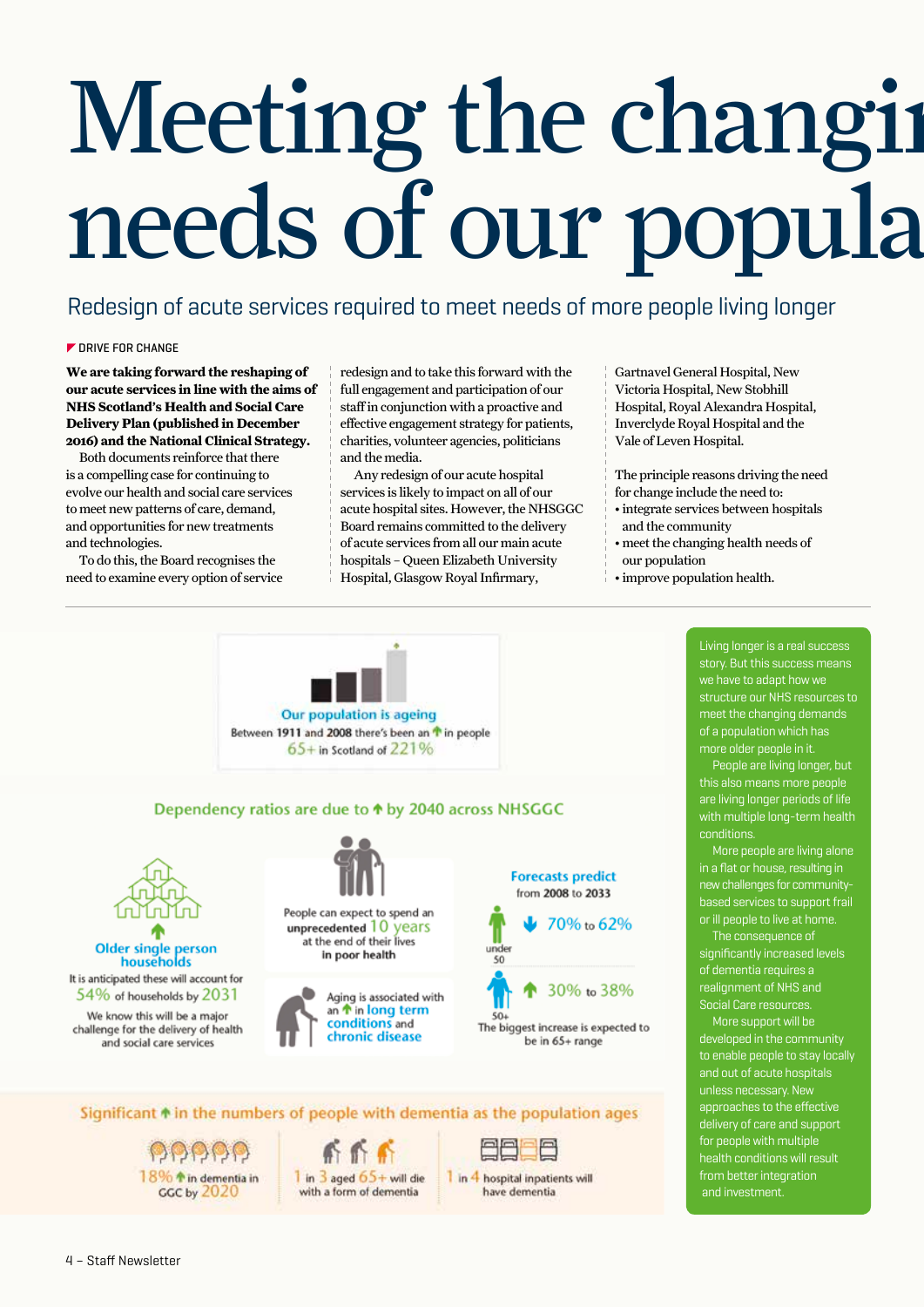# Meeting the changing needs of our population

## Redesign of acute services required to meet needs of more people living longer

DRIVE FOR CHANGE

**We are taking forward the reshaping of our acute services in line with the aims of NHS Scotland's Health and Social Care Delivery Plan (published in December 2016) and the National Clinical Strategy.**

Both documents reinforce that there is a compelling case for continuing to evolve our health and social care services to meet new patterns of care, demand, and opportunities for new treatments and technologies.

To do this, the Board recognises the need to examine every option of service redesign and to take this forward with the full engagement and participation of our staff in conjunction with a proactive and effective engagement strategy for patients, charities, volunteer agencies, politicians and the media.

Any redesign of our acute hospital services is likely to impact on all of our acute hospital sites. However, the NHSGGC Board remains committed to the delivery of acute services from all our main acute hospitals – Queen Elizabeth University Hospital, Glasgow Royal Infirmary, Gartnavel General Hospital, New Victoria Hospital, New Stobhill Hospital, Royal Alexandra Hospital, Inverclyde Royal Hospital and the Vale of Leven Hospital.

The principle reasons driving the need for change include the need to:

- integrate services between hospitals and the community
- meet the changing health needs of our population
- improve population health.

**Our population is ageing**

Between **1911** and **2008** there's been an ↑ in people 65+ in Scotland of 221%

**Dependency ratios are due to ↑ by 2040 across NHSGGC**

**Older single person households** ↑

It is anticipated these will account for 54% of households by 2031

We know this will be a major challenge for the delivery of health and social care services

People can expect to spend an **unprecedented** 10 years at the end of their lives **in poor health**

Aging is associated with an ↑ in **long term conditions** and **chronic disease**

**Forecasts predict** from **2008** to **2033**

under 50: ↓ 70% to 62%

50+: ↑ 30% to 38%

The biggest increase is expected to be in 65+ range

**Significant ↑ in the numbers of people with dementia as the population ages**

18% ↑ in dementia in GGC by 2020

1 in 3 aged 65+ will die with a form of dementia

1 in 4 hospital inpatients will have dementia

Living longer is a real success story. But this success means we have to adapt how we structure our NHS resources to meet the changing demands of a population which has more older people in it.

People are living longer, but this also means more people are living longer periods of life with multiple long-term health conditions.

More people are living alone in a flat or house, resulting in new challenges for community-based services to support frail or ill people to live at home.

The consequence of significantly increased levels of dementia requires a realignment of NHS and Social Care resources.

More support will be developed in the community to enable people to stay locally and out of acute hospitals unless necessary. New approaches to the effective delivery of care and support for people with multiple health conditions will result from better integration and investment.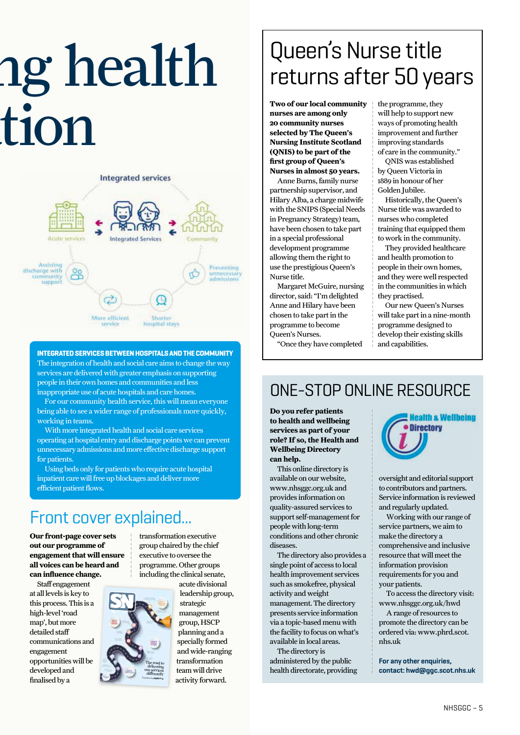# ng health
# tion

Integrated services

Acute services · Integrated Services · Community

Assisting discharge with community support · Preventing unnecessary admissions · More efficient service · Shorter hospital stays

**INTEGRATED SERVICES BETWEEN HOSPITALS AND THE COMMUNITY**

The integration of health and social care aims to change the way services are delivered with greater emphasis on supporting people in their own homes and communities and less inappropriate use of acute hospitals and care homes.

For our community health service, this will mean everyone being able to see a wider range of professionals more quickly, working in teams.

With more integrated health and social care services operating at hospital entry and discharge points we can prevent unnecessary admissions and more effective discharge support for patients.

Using beds only for patients who require acute hospital inpatient care will free up blockages and deliver more efficient patient flows.

## Front cover explained...

**Our front-page cover sets out our programme of engagement that will ensure all voices can be heard and can influence change.**

Staff engagement at all levels is key to this process. This is a high-level 'road map', but more detailed staff communications and engagement opportunities will be developed and finalised by a transformation executive group chaired by the chief executive to oversee the programme. Other groups including the clinical senate, acute divisional leadership group, strategic management group, HSCP planning and a specially formed and wide-ranging transformation team will drive activity forward.

## Queen's Nurse title returns after 50 years

**Two of our local community nurses are among only 20 community nurses selected by The Queen's Nursing Institute Scotland (QNIS) to be part of the first group of Queen's Nurses in almost 50 years.**

Anne Burns, family nurse partnership supervisor, and Hilary Alba, a charge midwife with the SNIPS (Special Needs in Pregnancy Strategy) team, have been chosen to take part in a special professional development programme allowing them the right to use the prestigious Queen's Nurse title.

Margaret McGuire, nursing director, said: "I'm delighted Anne and Hilary have been chosen to take part in the programme to become Queen's Nurses.

"Once they have completed the programme, they will help to support new ways of promoting health improvement and further improving standards of care in the community."

QNIS was established by Queen Victoria in 1889 in honour of her Golden Jubilee.

Historically, the Queen's Nurse title was awarded to nurses who completed training that equipped them to work in the community.

They provided healthcare and health promotion to people in their own homes, and they were well respected in the communities in which they practised.

Our new Queen's Nurses will take part in a nine-month programme designed to develop their existing skills and capabilities.

## ONE-STOP ONLINE RESOURCE

**Do you refer patients to health and wellbeing services as part of your role? If so, the Health and Wellbeing Directory can help.**

This online directory is available on our website, www.nhsggc.org.uk and provides information on quality-assured services to support self-management for people with long-term conditions and other chronic diseases.

The directory also provides a single point of access to local health improvement services such as smokefree, physical activity and weight management. The directory presents service information via a topic-based menu with the facility to focus on what's available in local areas.

The directory is administered by the public health directorate, providing oversight and editorial support to contributors and partners. Service information is reviewed and regularly updated.

Working with our range of service partners, we aim to make the directory a comprehensive and inclusive resource that will meet the information requirements for you and your patients.

To access the directory visit: www.nhsggc.org.uk/hwd

A range of resources to promote the directory can be ordered via: www.phrd.scot.nhs.uk

**For any other enquiries, contact: hwd@ggc.scot.nhs.uk**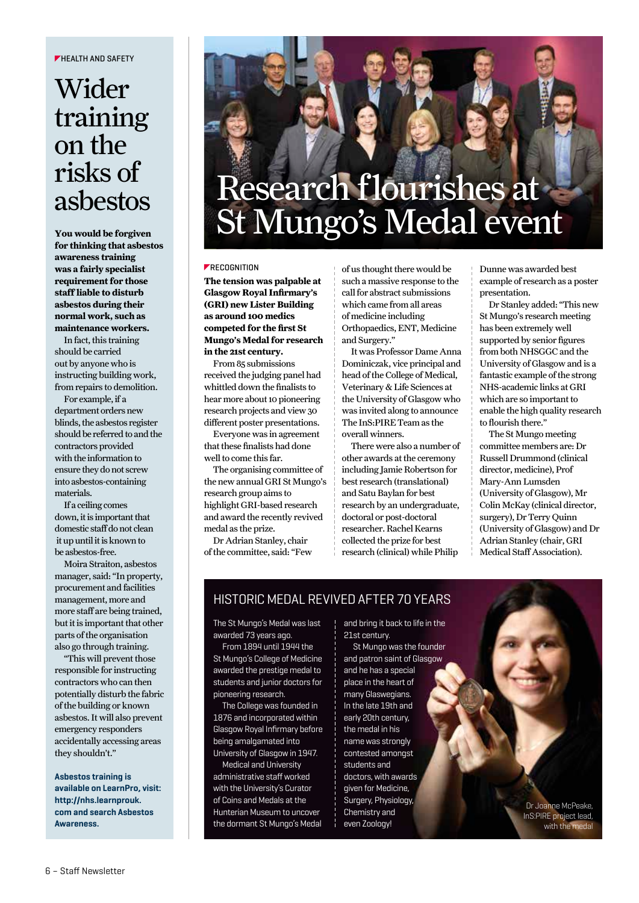HEALTH AND SAFETY

# Wider training on the risks of asbestos

**You would be forgiven for thinking that asbestos awareness training was a fairly specialist requirement for those staff liable to disturb asbestos during their normal work, such as maintenance workers.**

In fact, this training should be carried out by anyone who is instructing building work, from repairs to demolition.

For example, if a department orders new blinds, the asbestos register should be referred to and the contractors provided with the information to ensure they do not screw into asbestos-containing materials.

If a ceiling comes down, it is important that domestic staff do not clean it up until it is known to be asbestos-free.

Moira Straiton, asbestos manager, said: "In property, procurement and facilities management, more and more staff are being trained, but it is important that other parts of the organisation also go through training.

"This will prevent those responsible for instructing contractors who can then potentially disturb the fabric of the building or known asbestos. It will also prevent emergency responders accidentally accessing areas they shouldn't."

**Asbestos training is available on LearnPro, visit: http://nhs.learnprouk.com and search Asbestos Awareness.**

# Research flourishes at St Mungo's Medal event

RECOGNITION

**The tension was palpable at Glasgow Royal Infirmary's (GRI) new Lister Building as around 100 medics competed for the first St Mungo's Medal for research in the 21st century.**

From 85 submissions received the judging panel had whittled down the finalists to hear more about 10 pioneering research projects and view 30 different poster presentations.

Everyone was in agreement that these finalists had done well to come this far.

The organising committee of the new annual GRI St Mungo's research group aims to highlight GRI-based research and award the recently revived medal as the prize.

Dr Adrian Stanley, chair of the committee, said: "Few of us thought there would be such a massive response to the call for abstract submissions which came from all areas of medicine including Orthopaedics, ENT, Medicine and Surgery."

It was Professor Dame Anna Dominiczak, vice principal and head of the College of Medical, Veterinary & Life Sciences at the University of Glasgow who was invited along to announce The InS:PIRE Team as the overall winners.

There were also a number of other awards at the ceremony including Jamie Robertson for best research (translational) and Satu Baylan for best research by an undergraduate, doctoral or post-doctoral researcher. Rachel Kearns collected the prize for best research (clinical) while Philip Dunne was awarded best example of research as a poster presentation.

Dr Stanley added: "This new St Mungo's research meeting has been extremely well supported by senior figures from both NHSGGC and the University of Glasgow and is a fantastic example of the strong NHS-academic links at GRI which are so important to enable the high quality research to flourish there."

The St Mungo meeting committee members are: Dr Russell Drummond (clinical director, medicine), Prof Mary-Ann Lumsden (University of Glasgow), Mr Colin McKay (clinical director, surgery), Dr Terry Quinn (University of Glasgow) and Dr Adrian Stanley (chair, GRI Medical Staff Association).

## HISTORIC MEDAL REVIVED AFTER 70 YEARS

The St Mungo's Medal was last awarded 73 years ago.

From 1894 until 1944 the St Mungo's College of Medicine awarded the prestige medal to students and junior doctors for pioneering research.

The College was founded in 1876 and incorporated within Glasgow Royal Infirmary before being amalgamated into University of Glasgow in 1947.

Medical and University administrative staff worked with the University's Curator of Coins and Medals at the Hunterian Museum to uncover the dormant St Mungo's Medal and bring it back to life in the 21st century.

St Mungo was the founder and patron saint of Glasgow and he has a special place in the heart of many Glaswegians. In the late 19th and early 20th century, the medal in his name was strongly contested amongst students and doctors, with awards given for Medicine, Surgery, Physiology, Chemistry and even Zoology!

Dr Joanne McPeake, InS:PIRE project lead, with the medal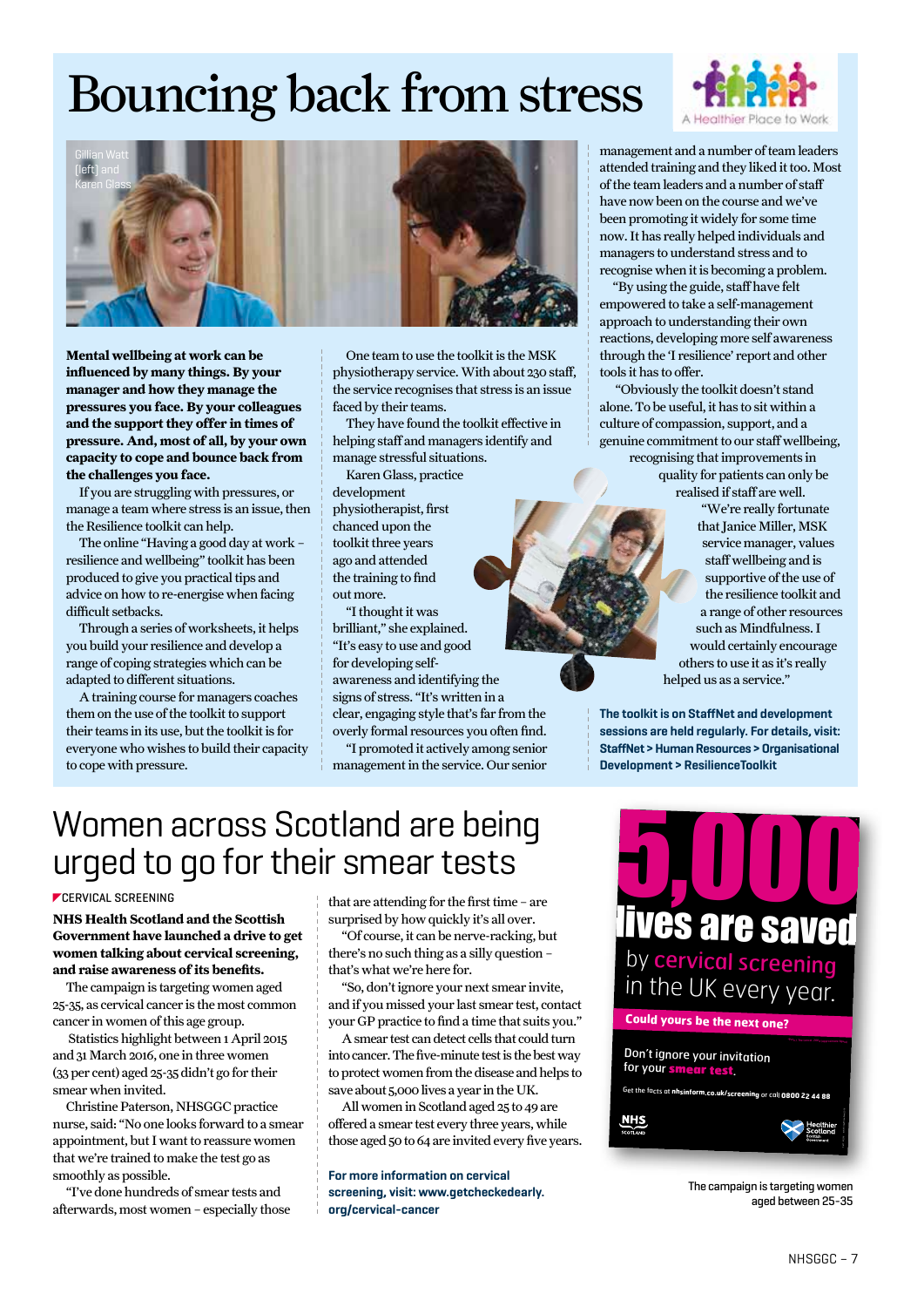# Bouncing back from stress

A Healthier Place to Work

Gillian Watt (left) and Karen Glass

**Mental wellbeing at work can be influenced by many things. By your manager and how they manage the pressures you face. By your colleagues and the support they offer in times of pressure. And, most of all, by your own capacity to cope and bounce back from the challenges you face.**

If you are struggling with pressures, or manage a team where stress is an issue, then the Resilience toolkit can help.

The online "Having a good day at work – resilience and wellbeing" toolkit has been produced to give you practical tips and advice on how to re-energise when facing difficult setbacks.

Through a series of worksheets, it helps you build your resilience and develop a range of coping strategies which can be adapted to different situations.

A training course for managers coaches them on the use of the toolkit to support their teams in its use, but the toolkit is for everyone who wishes to build their capacity to cope with pressure.

One team to use the toolkit is the MSK physiotherapy service. With about 230 staff, the service recognises that stress is an issue faced by their teams.

They have found the toolkit effective in helping staff and managers identify and manage stressful situations.

Karen Glass, practice development physiotherapist, first chanced upon the toolkit three years ago and attended the training to find out more.

"I thought it was brilliant," she explained. "It's easy to use and good for developing self-awareness and identifying the signs of stress. "It's written in a clear, engaging style that's far from the overly formal resources you often find.

"I promoted it actively among senior management in the service. Our senior management and a number of team leaders attended training and they liked it too. Most of the team leaders and a number of staff have now been on the course and we've been promoting it widely for some time now. It has really helped individuals and managers to understand stress and to recognise when it is becoming a problem.

"By using the guide, staff have felt empowered to take a self-management approach to understanding their own reactions, developing more self awareness through the 'I resilience' report and other tools it has to offer.

"Obviously the toolkit doesn't stand alone. To be useful, it has to sit within a culture of compassion, support, and a genuine commitment to our staff wellbeing, recognising that improvements in quality for patients can only be realised if staff are well.

"We're really fortunate that Janice Miller, MSK service manager, values staff wellbeing and is supportive of the use of the resilience toolkit and a range of other resources such as Mindfulness. I would certainly encourage others to use it as it's really helped us as a service."

**The toolkit is on StaffNet and development sessions are held regularly. For details, visit: StaffNet > Human Resources > Organisational Development > ResilienceToolkit**

# Women across Scotland are being urged to go for their smear tests

CERVICAL SCREENING

**NHS Health Scotland and the Scottish Government have launched a drive to get women talking about cervical screening, and raise awareness of its benefits.**

The campaign is targeting women aged 25-35, as cervical cancer is the most common cancer in women of this age group.

Statistics highlight between 1 April 2015 and 31 March 2016, one in three women (33 per cent) aged 25-35 didn't go for their smear when invited.

Christine Paterson, NHSGGC practice nurse, said: "No one looks forward to a smear appointment, but I want to reassure women that we're trained to make the test go as smoothly as possible.

"I've done hundreds of smear tests and afterwards, most women – especially those that are attending for the first time – are surprised by how quickly it's all over.

"Of course, it can be nerve-racking, but there's no such thing as a silly question – that's what we're here for.

"So, don't ignore your next smear invite, and if you missed your last smear test, contact your GP practice to find a time that suits you."

A smear test can detect cells that could turn into cancer. The five-minute test is the best way to protect women from the disease and helps to save about 5,000 lives a year in the UK.

All women in Scotland aged 25 to 49 are offered a smear test every three years, while those aged 50 to 64 are invited every five years.

**For more information on cervical screening, visit: www.getcheckedearly.org/cervical-cancer**

5,000 lives are saved by cervical screening in the UK every year.

Could yours be the next one?

Don't ignore your invitation for your smear test.

Get the facts at nhsinform.co.uk/screening or call 0800 22 44 88

The campaign is targeting women aged between 25-35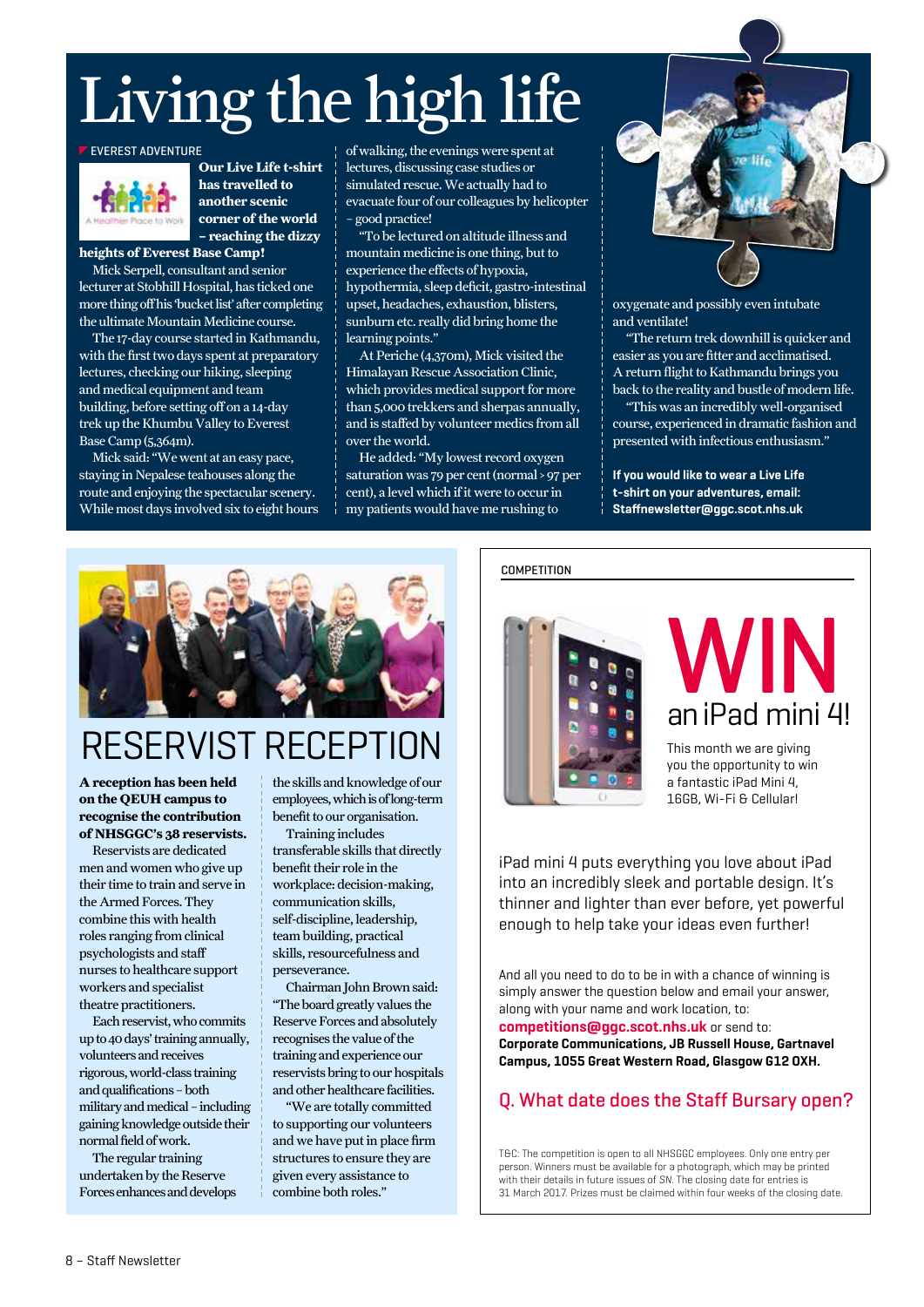# Living the high life

EVEREST ADVENTURE

**Our Live Life t-shirt has travelled to another scenic corner of the world – reaching the dizzy heights of Everest Base Camp!**

Mick Serpell, consultant and senior lecturer at Stobhill Hospital, has ticked one more thing off his 'bucket list' after completing the ultimate Mountain Medicine course.

The 17-day course started in Kathmandu, with the first two days spent at preparatory lectures, checking our hiking, sleeping and medical equipment and team building, before setting off on a 14-day trek up the Khumbu Valley to Everest Base Camp (5,364m).

Mick said: "We went at an easy pace, staying in Nepalese teahouses along the route and enjoying the spectacular scenery. While most days involved six to eight hours of walking, the evenings were spent at lectures, discussing case studies or simulated rescue. We actually had to evacuate four of our colleagues by helicopter – good practice!

"To be lectured on altitude illness and mountain medicine is one thing, but to experience the effects of hypoxia, hypothermia, sleep deficit, gastro-intestinal upset, headaches, exhaustion, blisters, sunburn etc. really did bring home the learning points."

At Periche (4,370m), Mick visited the Himalayan Rescue Association Clinic, which provides medical support for more than 5,000 trekkers and sherpas annually, and is staffed by volunteer medics from all over the world.

He added: "My lowest record oxygen saturation was 79 per cent (normal > 97 per cent), a level which if it were to occur in my patients would have me rushing to oxygenate and possibly even intubate and ventilate!

"The return trek downhill is quicker and easier as you are fitter and acclimatised. A return flight to Kathmandu brings you back to the reality and bustle of modern life.

"This was an incredibly well-organised course, experienced in dramatic fashion and presented with infectious enthusiasm."

**If you would like to wear a Live Life t-shirt on your adventures, email: Staffnewsletter@ggc.scot.nhs.uk**

# RESERVIST RECEPTION

**A reception has been held on the QEUH campus to recognise the contribution of NHSGGC's 38 reservists.**

Reservists are dedicated men and women who give up their time to train and serve in the Armed Forces. They combine this with health roles ranging from clinical psychologists and staff nurses to healthcare support workers and specialist theatre practitioners.

Each reservist, who commits up to 40 days' training annually, volunteers and receives rigorous, world-class training and qualifications – both military and medical – including gaining knowledge outside their normal field of work.

The regular training undertaken by the Reserve Forces enhances and develops the skills and knowledge of our employees, which is of long-term benefit to our organisation.

Training includes transferable skills that directly benefit their role in the workplace: decision-making, communication skills, self-discipline, leadership, team building, practical skills, resourcefulness and perseverance.

Chairman John Brown said: "The board greatly values the Reserve Forces and absolutely recognises the value of the training and experience our reservists bring to our hospitals and other healthcare facilities.

"We are totally committed to supporting our volunteers and we have put in place firm structures to ensure they are given every assistance to combine both roles."

COMPETITION

# WIN
## an iPad mini 4!

This month we are giving you the opportunity to win a fantastic iPad Mini 4, 16GB, Wi-Fi & Cellular!

iPad mini 4 puts everything you love about iPad into an incredibly sleek and portable design. It's thinner and lighter than ever before, yet powerful enough to help take your ideas even further!

And all you need to do to be in with a chance of winning is simply answer the question below and email your answer, along with your name and work location, to: **competitions@ggc.scot.nhs.uk** or send to: **Corporate Communications, JB Russell House, Gartnavel Campus, 1055 Great Western Road, Glasgow G12 0XH.**

## Q. What date does the Staff Bursary open?

T&C: The competition is open to all NHSGGC employees. Only one entry per person. Winners must be available for a photograph, which may be printed with their details in future issues of *SN*. The closing date for entries is 31 March 2017. Prizes must be claimed within four weeks of the closing date.